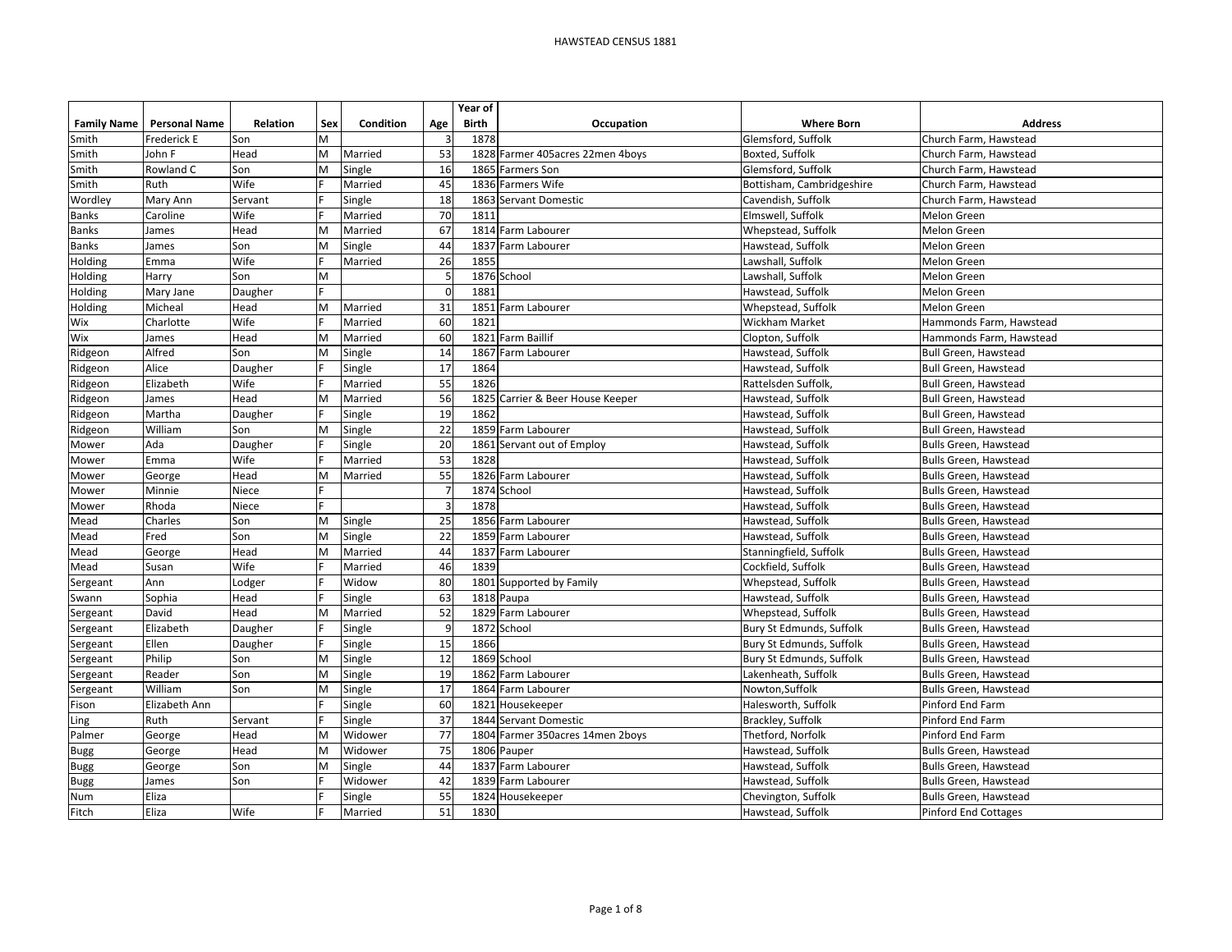# HAWSTEAD CENSUS 1881

| Family Name | Personal Name | Relation | Sex | Condition | Age | Year of Birth | Occupation | Where Born | Address |
|---|---|---|---|---|---|---|---|---|---|
| Smith | Frederick E | Son | M | | 3 | 1878 | | Glemsford, Suffolk | Church Farm, Hawstead |
| Smith | John F | Head | M | Married | 53 | 1828 | Farmer 405acres 22men 4boys | Boxted, Suffolk | Church Farm, Hawstead |
| Smith | Rowland C | Son | M | Single | 16 | 1865 | Farmers Son | Glemsford, Suffolk | Church Farm, Hawstead |
| Smith | Ruth | Wife | F | Married | 45 | 1836 | Farmers Wife | Bottisham, Cambridgeshire | Church Farm, Hawstead |
| Wordley | Mary Ann | Servant | F | Single | 18 | 1863 | Servant Domestic | Cavendish, Suffolk | Church Farm, Hawstead |
| Banks | Caroline | Wife | F | Married | 70 | 1811 | | Elmswell, Suffolk | Melon Green |
| Banks | James | Head | M | Married | 67 | 1814 | Farm Labourer | Whepstead, Suffolk | Melon Green |
| Banks | James | Son | M | Single | 44 | 1837 | Farm Labourer | Hawstead, Suffolk | Melon Green |
| Holding | Emma | Wife | F | Married | 26 | 1855 | | Lawshall, Suffolk | Melon Green |
| Holding | Harry | Son | M | | 5 | 1876 | School | Lawshall, Suffolk | Melon Green |
| Holding | Mary Jane | Daugher | F | | 0 | 1881 | | Hawstead, Suffolk | Melon Green |
| Holding | Micheal | Head | M | Married | 31 | 1851 | Farm Labourer | Whepstead, Suffolk | Melon Green |
| Wix | Charlotte | Wife | F | Married | 60 | 1821 | | Wickham Market | Hammonds Farm, Hawstead |
| Wix | James | Head | M | Married | 60 | 1821 | Farm Baillif | Clopton, Suffolk | Hammonds Farm, Hawstead |
| Ridgeon | Alfred | Son | M | Single | 14 | 1867 | Farm Labourer | Hawstead, Suffolk | Bull Green, Hawstead |
| Ridgeon | Alice | Daugher | F | Single | 17 | 1864 | | Hawstead, Suffolk | Bull Green, Hawstead |
| Ridgeon | Elizabeth | Wife | F | Married | 55 | 1826 | | Rattelsden Suffolk, | Bull Green, Hawstead |
| Ridgeon | James | Head | M | Married | 56 | 1825 | Carrier & Beer House Keeper | Hawstead, Suffolk | Bull Green, Hawstead |
| Ridgeon | Martha | Daugher | F | Single | 19 | 1862 | | Hawstead, Suffolk | Bull Green, Hawstead |
| Ridgeon | William | Son | M | Single | 22 | 1859 | Farm Labourer | Hawstead, Suffolk | Bull Green, Hawstead |
| Mower | Ada | Daugher | F | Single | 20 | 1861 | Servant out of Employ | Hawstead, Suffolk | Bulls Green, Hawstead |
| Mower | Emma | Wife | F | Married | 53 | 1828 | | Hawstead, Suffolk | Bulls Green, Hawstead |
| Mower | George | Head | M | Married | 55 | 1826 | Farm Labourer | Hawstead, Suffolk | Bulls Green, Hawstead |
| Mower | Minnie | Niece | F | | 7 | 1874 | School | Hawstead, Suffolk | Bulls Green, Hawstead |
| Mower | Rhoda | Niece | F | | 3 | 1878 | | Hawstead, Suffolk | Bulls Green, Hawstead |
| Mead | Charles | Son | M | Single | 25 | 1856 | Farm Labourer | Hawstead, Suffolk | Bulls Green, Hawstead |
| Mead | Fred | Son | M | Single | 22 | 1859 | Farm Labourer | Hawstead, Suffolk | Bulls Green, Hawstead |
| Mead | George | Head | M | Married | 44 | 1837 | Farm Labourer | Stanningfield, Suffolk | Bulls Green, Hawstead |
| Mead | Susan | Wife | F | Married | 46 | 1839 | | Cockfield, Suffolk | Bulls Green, Hawstead |
| Sergeant | Ann | Lodger | F | Widow | 80 | 1801 | Supported by Family | Whepstead, Suffolk | Bulls Green, Hawstead |
| Swann | Sophia | Head | F | Single | 63 | 1818 | Paupa | Hawstead, Suffolk | Bulls Green, Hawstead |
| Sergeant | David | Head | M | Married | 52 | 1829 | Farm Labourer | Whepstead, Suffolk | Bulls Green, Hawstead |
| Sergeant | Elizabeth | Daugher | F | Single | 9 | 1872 | School | Bury St Edmunds, Suffolk | Bulls Green, Hawstead |
| Sergeant | Ellen | Daugher | F | Single | 15 | 1866 | | Bury St Edmunds, Suffolk | Bulls Green, Hawstead |
| Sergeant | Philip | Son | M | Single | 12 | 1869 | School | Bury St Edmunds, Suffolk | Bulls Green, Hawstead |
| Sergeant | Reader | Son | M | Single | 19 | 1862 | Farm Labourer | Lakenheath, Suffolk | Bulls Green, Hawstead |
| Sergeant | William | Son | M | Single | 17 | 1864 | Farm Labourer | Nowton,Suffolk | Bulls Green, Hawstead |
| Fison | Elizabeth Ann | | F | Single | 60 | 1821 | Housekeeper | Halesworth, Suffolk | Pinford End Farm |
| Ling | Ruth | Servant | F | Single | 37 | 1844 | Servant Domestic | Brackley, Suffolk | Pinford End Farm |
| Palmer | George | Head | M | Widower | 77 | 1804 | Farmer 350acres 14men 2boys | Thetford, Norfolk | Pinford End Farm |
| Bugg | George | Head | M | Widower | 75 | 1806 | Pauper | Hawstead, Suffolk | Bulls Green, Hawstead |
| Bugg | George | Son | M | Single | 44 | 1837 | Farm Labourer | Hawstead, Suffolk | Bulls Green, Hawstead |
| Bugg | James | Son | F | Widower | 42 | 1839 | Farm Labourer | Hawstead, Suffolk | Bulls Green, Hawstead |
| Num | Eliza | | F | Single | 55 | 1824 | Housekeeper | Chevington, Suffolk | Bulls Green, Hawstead |
| Fitch | Eliza | Wife | F | Married | 51 | 1830 | | Hawstead, Suffolk | Pinford End Cottages |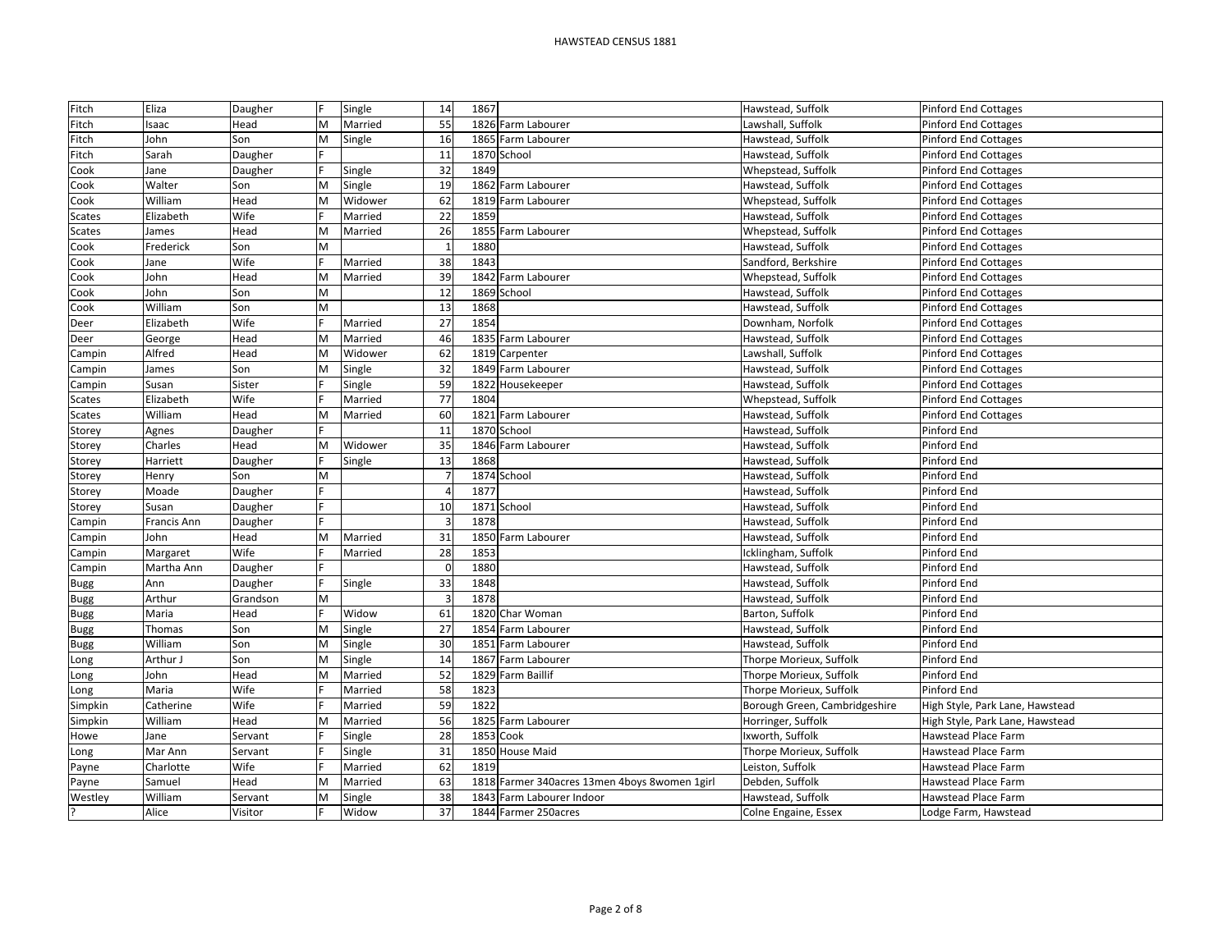# HAWSTEAD CENSUS 1881

| | | | | | | | | | |
|---|---|---|---|---|---|---|---|---|---|
| Fitch | Eliza | Daugher | F | Single | 14 | 1867 | | Hawstead, Suffolk | Pinford End Cottages |
| Fitch | Isaac | Head | M | Married | 55 | 1826 | Farm Labourer | Lawshall, Suffolk | Pinford End Cottages |
| Fitch | John | Son | M | Single | 16 | 1865 | Farm Labourer | Hawstead, Suffolk | Pinford End Cottages |
| Fitch | Sarah | Daugher | F | | 11 | 1870 | School | Hawstead, Suffolk | Pinford End Cottages |
| Cook | Jane | Daugher | F | Single | 32 | 1849 | | Whepstead, Suffolk | Pinford End Cottages |
| Cook | Walter | Son | M | Single | 19 | 1862 | Farm Labourer | Hawstead, Suffolk | Pinford End Cottages |
| Cook | William | Head | M | Widower | 62 | 1819 | Farm Labourer | Whepstead, Suffolk | Pinford End Cottages |
| Scates | Elizabeth | Wife | F | Married | 22 | 1859 | | Hawstead, Suffolk | Pinford End Cottages |
| Scates | James | Head | M | Married | 26 | 1855 | Farm Labourer | Whepstead, Suffolk | Pinford End Cottages |
| Cook | Frederick | Son | M | | 1 | 1880 | | Hawstead, Suffolk | Pinford End Cottages |
| Cook | Jane | Wife | F | Married | 38 | 1843 | | Sandford, Berkshire | Pinford End Cottages |
| Cook | John | Head | M | Married | 39 | 1842 | Farm Labourer | Whepstead, Suffolk | Pinford End Cottages |
| Cook | John | Son | M | | 12 | 1869 | School | Hawstead, Suffolk | Pinford End Cottages |
| Cook | William | Son | M | | 13 | 1868 | | Hawstead, Suffolk | Pinford End Cottages |
| Deer | Elizabeth | Wife | F | Married | 27 | 1854 | | Downham, Norfolk | Pinford End Cottages |
| Deer | George | Head | M | Married | 46 | 1835 | Farm Labourer | Hawstead, Suffolk | Pinford End Cottages |
| Campin | Alfred | Head | M | Widower | 62 | 1819 | Carpenter | Lawshall, Suffolk | Pinford End Cottages |
| Campin | James | Son | M | Single | 32 | 1849 | Farm Labourer | Hawstead, Suffolk | Pinford End Cottages |
| Campin | Susan | Sister | F | Single | 59 | 1822 | Housekeeper | Hawstead, Suffolk | Pinford End Cottages |
| Scates | Elizabeth | Wife | F | Married | 77 | 1804 | | Whepstead, Suffolk | Pinford End Cottages |
| Scates | William | Head | M | Married | 60 | 1821 | Farm Labourer | Hawstead, Suffolk | Pinford End Cottages |
| Storey | Agnes | Daugher | F | | 11 | 1870 | School | Hawstead, Suffolk | Pinford End |
| Storey | Charles | Head | M | Widower | 35 | 1846 | Farm Labourer | Hawstead, Suffolk | Pinford End |
| Storey | Harriett | Daugher | F | Single | 13 | 1868 | | Hawstead, Suffolk | Pinford End |
| Storey | Henry | Son | M | | 7 | 1874 | School | Hawstead, Suffolk | Pinford End |
| Storey | Moade | Daugher | F | | 4 | 1877 | | Hawstead, Suffolk | Pinford End |
| Storey | Susan | Daugher | F | | 10 | 1871 | School | Hawstead, Suffolk | Pinford End |
| Campin | Francis Ann | Daugher | F | | 3 | 1878 | | Hawstead, Suffolk | Pinford End |
| Campin | John | Head | M | Married | 31 | 1850 | Farm Labourer | Hawstead, Suffolk | Pinford End |
| Campin | Margaret | Wife | F | Married | 28 | 1853 | | Icklingham, Suffolk | Pinford End |
| Campin | Martha Ann | Daugher | F | | 0 | 1880 | | Hawstead, Suffolk | Pinford End |
| Bugg | Ann | Daugher | F | Single | 33 | 1848 | | Hawstead, Suffolk | Pinford End |
| Bugg | Arthur | Grandson | M | | 3 | 1878 | | Hawstead, Suffolk | Pinford End |
| Bugg | Maria | Head | F | Widow | 61 | 1820 | Char Woman | Barton, Suffolk | Pinford End |
| Bugg | Thomas | Son | M | Single | 27 | 1854 | Farm Labourer | Hawstead, Suffolk | Pinford End |
| Bugg | William | Son | M | Single | 30 | 1851 | Farm Labourer | Hawstead, Suffolk | Pinford End |
| Long | Arthur J | Son | M | Single | 14 | 1867 | Farm Labourer | Thorpe Morieux, Suffolk | Pinford End |
| Long | John | Head | M | Married | 52 | 1829 | Farm Baillif | Thorpe Morieux, Suffolk | Pinford End |
| Long | Maria | Wife | F | Married | 58 | 1823 | | Thorpe Morieux, Suffolk | Pinford End |
| Simpkin | Catherine | Wife | F | Married | 59 | 1822 | | Borough Green, Cambridgeshire | High Style, Park Lane, Hawstead |
| Simpkin | William | Head | M | Married | 56 | 1825 | Farm Labourer | Horringer, Suffolk | High Style, Park Lane, Hawstead |
| Howe | Jane | Servant | F | Single | 28 | 1853 | Cook | Ixworth, Suffolk | Hawstead Place Farm |
| Long | Mar Ann | Servant | F | Single | 31 | 1850 | House Maid | Thorpe Morieux, Suffolk | Hawstead Place Farm |
| Payne | Charlotte | Wife | F | Married | 62 | 1819 | | Leiston, Suffolk | Hawstead Place Farm |
| Payne | Samuel | Head | M | Married | 63 | 1818 | Farmer 340acres 13men 4boys 8women 1girl | Debden, Suffolk | Hawstead Place Farm |
| Westley | William | Servant | M | Single | 38 | 1843 | Farm Labourer Indoor | Hawstead, Suffolk | Hawstead Place Farm |
| ? | Alice | Visitor | F | Widow | 37 | 1844 | Farmer 250acres | Colne Engaine, Essex | Lodge Farm, Hawstead |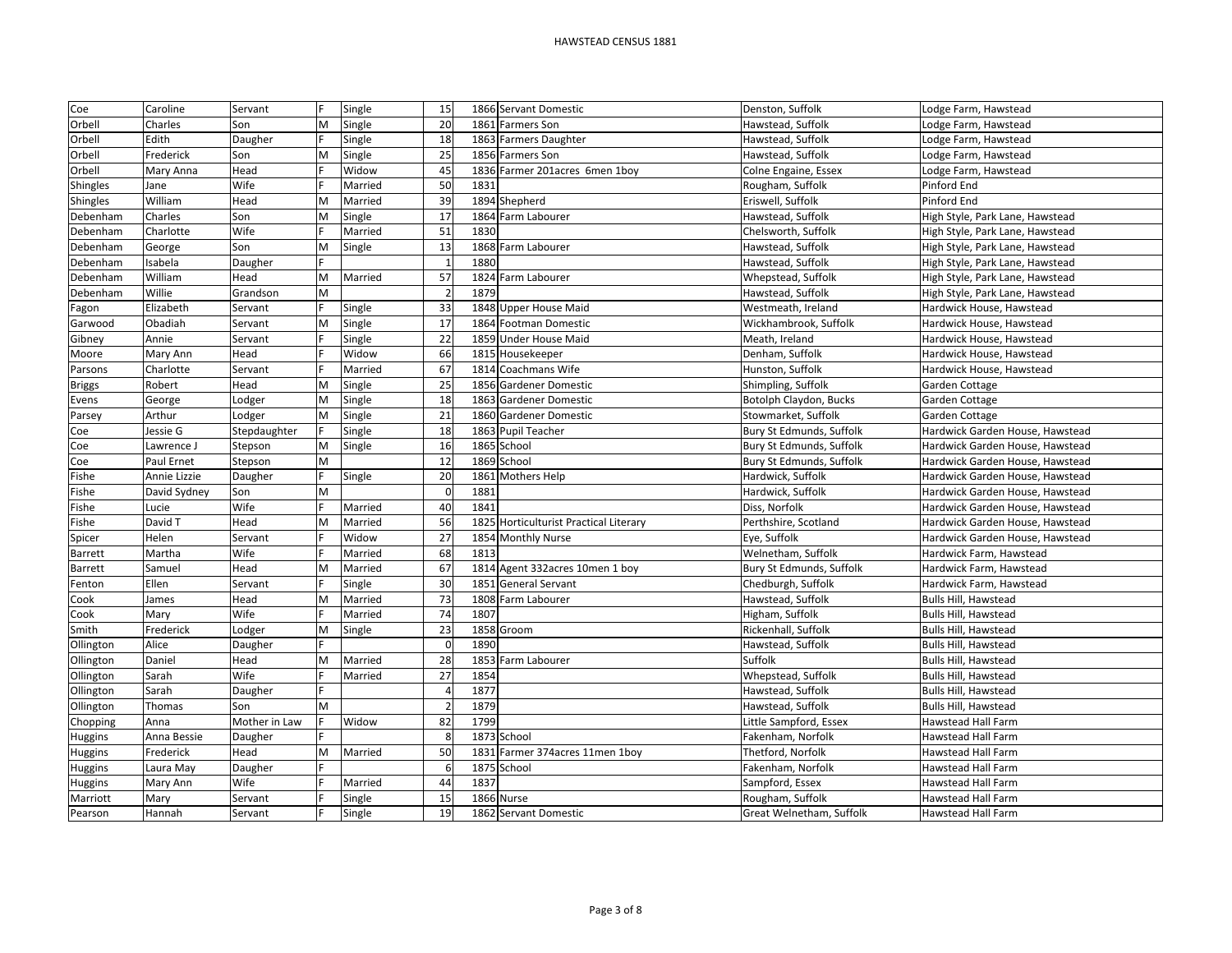# HAWSTEAD CENSUS 1881

| | | | | | | | | | |
|---|---|---|---|---|---|---|---|---|---|
| Coe | Caroline | Servant | F | Single | 15 | 1866 | Servant Domestic | Denston, Suffolk | Lodge Farm, Hawstead |
| Orbell | Charles | Son | M | Single | 20 | 1861 | Farmers Son | Hawstead, Suffolk | Lodge Farm, Hawstead |
| Orbell | Edith | Daugher | F | Single | 18 | 1863 | Farmers Daughter | Hawstead, Suffolk | Lodge Farm, Hawstead |
| Orbell | Frederick | Son | M | Single | 25 | 1856 | Farmers Son | Hawstead, Suffolk | Lodge Farm, Hawstead |
| Orbell | Mary Anna | Head | F | Widow | 45 | 1836 | Farmer 201acres 6men 1boy | Colne Engaine, Essex | Lodge Farm, Hawstead |
| Shingles | Jane | Wife | F | Married | 50 | 1831 | | Rougham, Suffolk | Pinford End |
| Shingles | William | Head | M | Married | 39 | 1894 | Shepherd | Eriswell, Suffolk | Pinford End |
| Debenham | Charles | Son | M | Single | 17 | 1864 | Farm Labourer | Hawstead, Suffolk | High Style, Park Lane, Hawstead |
| Debenham | Charlotte | Wife | F | Married | 51 | 1830 | | Chelsworth, Suffolk | High Style, Park Lane, Hawstead |
| Debenham | George | Son | M | Single | 13 | 1868 | Farm Labourer | Hawstead, Suffolk | High Style, Park Lane, Hawstead |
| Debenham | Isabela | Daugher | F | | 1 | 1880 | | Hawstead, Suffolk | High Style, Park Lane, Hawstead |
| Debenham | William | Head | M | Married | 57 | 1824 | Farm Labourer | Whepstead, Suffolk | High Style, Park Lane, Hawstead |
| Debenham | Willie | Grandson | M | | 2 | 1879 | | Hawstead, Suffolk | High Style, Park Lane, Hawstead |
| Fagon | Elizabeth | Servant | F | Single | 33 | 1848 | Upper House Maid | Westmeath, Ireland | Hardwick House, Hawstead |
| Garwood | Obadiah | Servant | M | Single | 17 | 1864 | Footman Domestic | Wickhambrook, Suffolk | Hardwick House, Hawstead |
| Gibney | Annie | Servant | F | Single | 22 | 1859 | Under House Maid | Meath, Ireland | Hardwick House, Hawstead |
| Moore | Mary Ann | Head | F | Widow | 66 | 1815 | Housekeeper | Denham, Suffolk | Hardwick House, Hawstead |
| Parsons | Charlotte | Servant | F | Married | 67 | 1814 | Coachmans Wife | Hunston, Suffolk | Hardwick House, Hawstead |
| Briggs | Robert | Head | M | Single | 25 | 1856 | Gardener Domestic | Shimpling, Suffolk | Garden Cottage |
| Evens | George | Lodger | M | Single | 18 | 1863 | Gardener Domestic | Botolph Claydon, Bucks | Garden Cottage |
| Parsey | Arthur | Lodger | M | Single | 21 | 1860 | Gardener Domestic | Stowmarket, Suffolk | Garden Cottage |
| Coe | Jessie G | Stepdaughter | F | Single | 18 | 1863 | Pupil Teacher | Bury St Edmunds, Suffolk | Hardwick Garden House, Hawstead |
| Coe | Lawrence J | Stepson | M | Single | 16 | 1865 | School | Bury St Edmunds, Suffolk | Hardwick Garden House, Hawstead |
| Coe | Paul Ernet | Stepson | M | | 12 | 1869 | School | Bury St Edmunds, Suffolk | Hardwick Garden House, Hawstead |
| Fishe | Annie Lizzie | Daugher | F | Single | 20 | 1861 | Mothers Help | Hardwick, Suffolk | Hardwick Garden House, Hawstead |
| Fishe | David Sydney | Son | M | | 0 | 1881 | | Hardwick, Suffolk | Hardwick Garden House, Hawstead |
| Fishe | Lucie | Wife | F | Married | 40 | 1841 | | Diss, Norfolk | Hardwick Garden House, Hawstead |
| Fishe | David T | Head | M | Married | 56 | 1825 | Horticulturist Practical Literary | Perthshire, Scotland | Hardwick Garden House, Hawstead |
| Spicer | Helen | Servant | F | Widow | 27 | 1854 | Monthly Nurse | Eye, Suffolk | Hardwick Garden House, Hawstead |
| Barrett | Martha | Wife | F | Married | 68 | 1813 | | Welnetham, Suffolk | Hardwick Farm, Hawstead |
| Barrett | Samuel | Head | M | Married | 67 | 1814 | Agent 332acres 10men 1 boy | Bury St Edmunds, Suffolk | Hardwick Farm, Hawstead |
| Fenton | Ellen | Servant | F | Single | 30 | 1851 | General Servant | Chedburgh, Suffolk | Hardwick Farm, Hawstead |
| Cook | James | Head | M | Married | 73 | 1808 | Farm Labourer | Hawstead, Suffolk | Bulls Hill, Hawstead |
| Cook | Mary | Wife | F | Married | 74 | 1807 | | Higham, Suffolk | Bulls Hill, Hawstead |
| Smith | Frederick | Lodger | M | Single | 23 | 1858 | Groom | Rickenhall, Suffolk | Bulls Hill, Hawstead |
| Ollington | Alice | Daugher | F | | 0 | 1890 | | Hawstead, Suffolk | Bulls Hill, Hawstead |
| Ollington | Daniel | Head | M | Married | 28 | 1853 | Farm Labourer | Suffolk | Bulls Hill, Hawstead |
| Ollington | Sarah | Wife | F | Married | 27 | 1854 | | Whepstead, Suffolk | Bulls Hill, Hawstead |
| Ollington | Sarah | Daugher | F | | 4 | 1877 | | Hawstead, Suffolk | Bulls Hill, Hawstead |
| Ollington | Thomas | Son | M | | 2 | 1879 | | Hawstead, Suffolk | Bulls Hill, Hawstead |
| Chopping | Anna | Mother in Law | F | Widow | 82 | 1799 | | Little Sampford, Essex | Hawstead Hall Farm |
| Huggins | Anna Bessie | Daugher | F | | 8 | 1873 | School | Fakenham, Norfolk | Hawstead Hall Farm |
| Huggins | Frederick | Head | M | Married | 50 | 1831 | Farmer 374acres 11men 1boy | Thetford, Norfolk | Hawstead Hall Farm |
| Huggins | Laura May | Daugher | F | | 6 | 1875 | School | Fakenham, Norfolk | Hawstead Hall Farm |
| Huggins | Mary Ann | Wife | F | Married | 44 | 1837 | | Sampford, Essex | Hawstead Hall Farm |
| Marriott | Mary | Servant | F | Single | 15 | 1866 | Nurse | Rougham, Suffolk | Hawstead Hall Farm |
| Pearson | Hannah | Servant | F | Single | 19 | 1862 | Servant Domestic | Great Welnetham, Suffolk | Hawstead Hall Farm |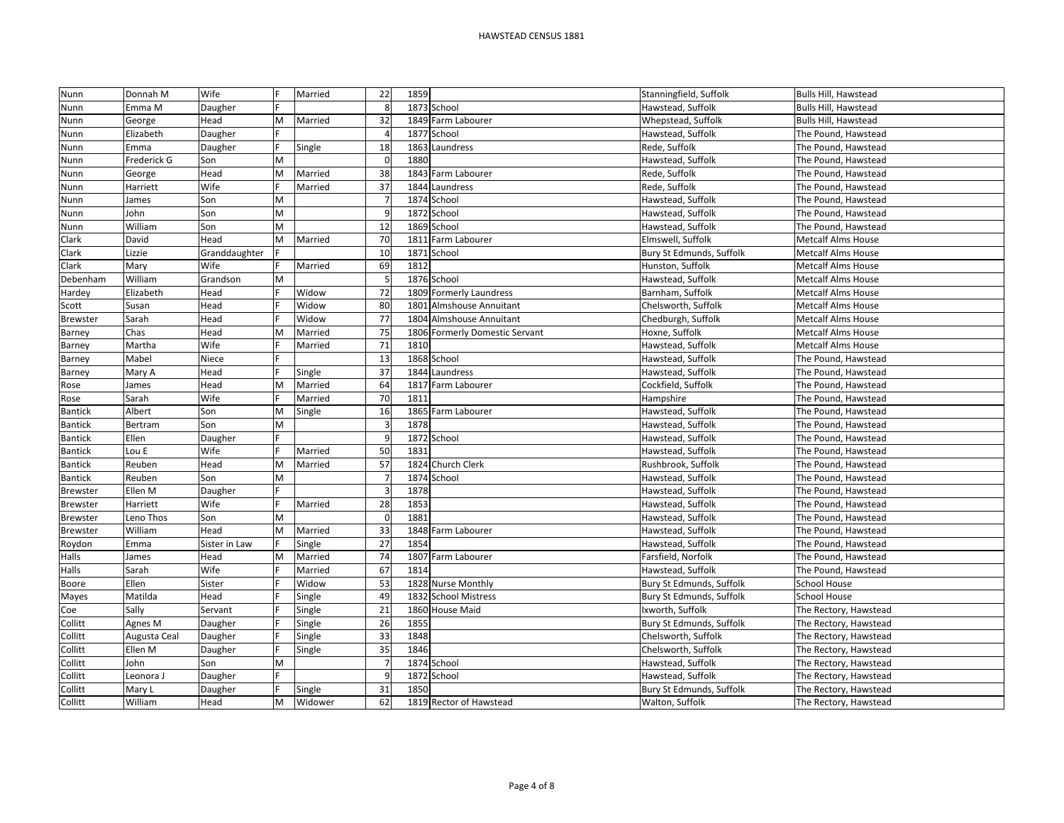# HAWSTEAD CENSUS 1881

| | | | | | | | | | |
|---|---|---|---|---|---|---|---|---|---|
| Nunn | Donnah M | Wife | F | Married | 22 | 1859 | | Stanningfield, Suffolk | Bulls Hill, Hawstead |
| Nunn | Emma M | Daugher | F | | 8 | 1873 | School | Hawstead, Suffolk | Bulls Hill, Hawstead |
| Nunn | George | Head | M | Married | 32 | 1849 | Farm Labourer | Whepstead, Suffolk | Bulls Hill, Hawstead |
| Nunn | Elizabeth | Daugher | F | | 4 | 1877 | School | Hawstead, Suffolk | The Pound, Hawstead |
| Nunn | Emma | Daugher | F | Single | 18 | 1863 | Laundress | Rede, Suffolk | The Pound, Hawstead |
| Nunn | Frederick G | Son | M | | 0 | 1880 | | Hawstead, Suffolk | The Pound, Hawstead |
| Nunn | George | Head | M | Married | 38 | 1843 | Farm Labourer | Rede, Suffolk | The Pound, Hawstead |
| Nunn | Harriett | Wife | F | Married | 37 | 1844 | Laundress | Rede, Suffolk | The Pound, Hawstead |
| Nunn | James | Son | M | | 7 | 1874 | School | Hawstead, Suffolk | The Pound, Hawstead |
| Nunn | John | Son | M | | 9 | 1872 | School | Hawstead, Suffolk | The Pound, Hawstead |
| Nunn | William | Son | M | | 12 | 1869 | School | Hawstead, Suffolk | The Pound, Hawstead |
| Clark | David | Head | M | Married | 70 | 1811 | Farm Labourer | Elmswell, Suffolk | Metcalf Alms House |
| Clark | Lizzie | Granddaughter | F | | 10 | 1871 | School | Bury St Edmunds, Suffolk | Metcalf Alms House |
| Clark | Mary | Wife | F | Married | 69 | 1812 | | Hunston, Suffolk | Metcalf Alms House |
| Debenham | William | Grandson | M | | 5 | 1876 | School | Hawstead, Suffolk | Metcalf Alms House |
| Hardey | Elizabeth | Head | F | Widow | 72 | 1809 | Formerly Laundress | Barnham, Suffolk | Metcalf Alms House |
| Scott | Susan | Head | F | Widow | 80 | 1801 | Almshouse Annuitant | Chelsworth, Suffolk | Metcalf Alms House |
| Brewster | Sarah | Head | F | Widow | 77 | 1804 | Almshouse Annuitant | Chedburgh, Suffolk | Metcalf Alms House |
| Barney | Chas | Head | M | Married | 75 | 1806 | Formerly Domestic Servant | Hoxne, Suffolk | Metcalf Alms House |
| Barney | Martha | Wife | F | Married | 71 | 1810 | | Hawstead, Suffolk | Metcalf Alms House |
| Barney | Mabel | Niece | F | | 13 | 1868 | School | Hawstead, Suffolk | The Pound, Hawstead |
| Barney | Mary A | Head | F | Single | 37 | 1844 | Laundress | Hawstead, Suffolk | The Pound, Hawstead |
| Rose | James | Head | M | Married | 64 | 1817 | Farm Labourer | Cockfield, Suffolk | The Pound, Hawstead |
| Rose | Sarah | Wife | F | Married | 70 | 1811 | | Hampshire | The Pound, Hawstead |
| Bantick | Albert | Son | M | Single | 16 | 1865 | Farm Labourer | Hawstead, Suffolk | The Pound, Hawstead |
| Bantick | Bertram | Son | M | | 3 | 1878 | | Hawstead, Suffolk | The Pound, Hawstead |
| Bantick | Ellen | Daugher | F | | 9 | 1872 | School | Hawstead, Suffolk | The Pound, Hawstead |
| Bantick | Lou E | Wife | F | Married | 50 | 1831 | | Hawstead, Suffolk | The Pound, Hawstead |
| Bantick | Reuben | Head | M | Married | 57 | 1824 | Church Clerk | Rushbrook, Suffolk | The Pound, Hawstead |
| Bantick | Reuben | Son | M | | 7 | 1874 | School | Hawstead, Suffolk | The Pound, Hawstead |
| Brewster | Ellen M | Daugher | F | | 3 | 1878 | | Hawstead, Suffolk | The Pound, Hawstead |
| Brewster | Harriett | Wife | F | Married | 28 | 1853 | | Hawstead, Suffolk | The Pound, Hawstead |
| Brewster | Leno Thos | Son | M | | 0 | 1881 | | Hawstead, Suffolk | The Pound, Hawstead |
| Brewster | William | Head | M | Married | 33 | 1848 | Farm Labourer | Hawstead, Suffolk | The Pound, Hawstead |
| Roydon | Emma | Sister in Law | F | Single | 27 | 1854 | | Hawstead, Suffolk | The Pound, Hawstead |
| Halls | James | Head | M | Married | 74 | 1807 | Farm Labourer | Farsfield, Norfolk | The Pound, Hawstead |
| Halls | Sarah | Wife | F | Married | 67 | 1814 | | Hawstead, Suffolk | The Pound, Hawstead |
| Boore | Ellen | Sister | F | Widow | 53 | 1828 | Nurse Monthly | Bury St Edmunds, Suffolk | School House |
| Mayes | Matilda | Head | F | Single | 49 | 1832 | School Mistress | Bury St Edmunds, Suffolk | School House |
| Coe | Sally | Servant | F | Single | 21 | 1860 | House Maid | Ixworth, Suffolk | The Rectory, Hawstead |
| Collitt | Agnes M | Daugher | F | Single | 26 | 1855 | | Bury St Edmunds, Suffolk | The Rectory, Hawstead |
| Collitt | Augusta Ceal | Daugher | F | Single | 33 | 1848 | | Chelsworth, Suffolk | The Rectory, Hawstead |
| Collitt | Ellen M | Daugher | F | Single | 35 | 1846 | | Chelsworth, Suffolk | The Rectory, Hawstead |
| Collitt | John | Son | M | | 7 | 1874 | School | Hawstead, Suffolk | The Rectory, Hawstead |
| Collitt | Leonora J | Daugher | F | | 9 | 1872 | School | Hawstead, Suffolk | The Rectory, Hawstead |
| Collitt | Mary L | Daugher | F | Single | 31 | 1850 | | Bury St Edmunds, Suffolk | The Rectory, Hawstead |
| Collitt | William | Head | M | Widower | 62 | 1819 | Rector of Hawstead | Walton, Suffolk | The Rectory, Hawstead |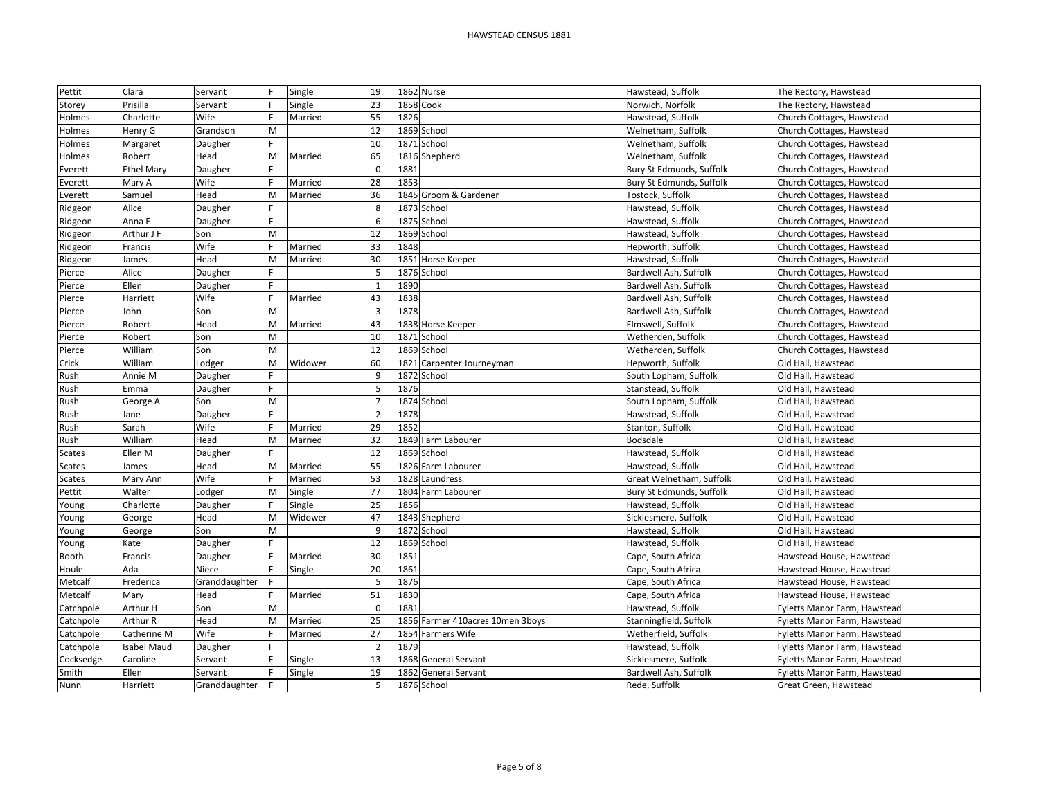| | | | | | | | | | |
|---|---|---|---|---|---|---|---|---|---|
| Pettit | Clara | Servant | F | Single | 19 | 1862 | Nurse | Hawstead, Suffolk | The Rectory, Hawstead |
| Storey | Prisilla | Servant | F | Single | 23 | 1858 | Cook | Norwich, Norfolk | The Rectory, Hawstead |
| Holmes | Charlotte | Wife | F | Married | 55 | 1826 | | Hawstead, Suffolk | Church Cottages, Hawstead |
| Holmes | Henry G | Grandson | M | | 12 | 1869 | School | Welnetham, Suffolk | Church Cottages, Hawstead |
| Holmes | Margaret | Daugher | F | | 10 | 1871 | School | Welnetham, Suffolk | Church Cottages, Hawstead |
| Holmes | Robert | Head | M | Married | 65 | 1816 | Shepherd | Welnetham, Suffolk | Church Cottages, Hawstead |
| Everett | Ethel Mary | Daugher | F | | 0 | 1881 | | Bury St Edmunds, Suffolk | Church Cottages, Hawstead |
| Everett | Mary A | Wife | F | Married | 28 | 1853 | | Bury St Edmunds, Suffolk | Church Cottages, Hawstead |
| Everett | Samuel | Head | M | Married | 36 | 1845 | Groom & Gardener | Tostock, Suffolk | Church Cottages, Hawstead |
| Ridgeon | Alice | Daugher | F | | 8 | 1873 | School | Hawstead, Suffolk | Church Cottages, Hawstead |
| Ridgeon | Anna E | Daugher | F | | 6 | 1875 | School | Hawstead, Suffolk | Church Cottages, Hawstead |
| Ridgeon | Arthur J F | Son | M | | 12 | 1869 | School | Hawstead, Suffolk | Church Cottages, Hawstead |
| Ridgeon | Francis | Wife | F | Married | 33 | 1848 | | Hepworth, Suffolk | Church Cottages, Hawstead |
| Ridgeon | James | Head | M | Married | 30 | 1851 | Horse Keeper | Hawstead, Suffolk | Church Cottages, Hawstead |
| Pierce | Alice | Daugher | F | | 5 | 1876 | School | Bardwell Ash, Suffolk | Church Cottages, Hawstead |
| Pierce | Ellen | Daugher | F | | 1 | 1890 | | Bardwell Ash, Suffolk | Church Cottages, Hawstead |
| Pierce | Harriett | Wife | F | Married | 43 | 1838 | | Bardwell Ash, Suffolk | Church Cottages, Hawstead |
| Pierce | John | Son | M | | 3 | 1878 | | Bardwell Ash, Suffolk | Church Cottages, Hawstead |
| Pierce | Robert | Head | M | Married | 43 | 1838 | Horse Keeper | Elmswell, Suffolk | Church Cottages, Hawstead |
| Pierce | Robert | Son | M | | 10 | 1871 | School | Wetherden, Suffolk | Church Cottages, Hawstead |
| Pierce | William | Son | M | | 12 | 1869 | School | Wetherden, Suffolk | Church Cottages, Hawstead |
| Crick | William | Lodger | M | Widower | 60 | 1821 | Carpenter Journeyman | Hepworth, Suffolk | Old Hall, Hawstead |
| Rush | Annie M | Daugher | F | | 9 | 1872 | School | South Lopham, Suffolk | Old Hall, Hawstead |
| Rush | Emma | Daugher | F | | 5 | 1876 | | Stanstead, Suffolk | Old Hall, Hawstead |
| Rush | George A | Son | M | | 7 | 1874 | School | South Lopham, Suffolk | Old Hall, Hawstead |
| Rush | Jane | Daugher | F | | 2 | 1878 | | Hawstead, Suffolk | Old Hall, Hawstead |
| Rush | Sarah | Wife | F | Married | 29 | 1852 | | Stanton, Suffolk | Old Hall, Hawstead |
| Rush | William | Head | M | Married | 32 | 1849 | Farm Labourer | Bodsdale | Old Hall, Hawstead |
| Scates | Ellen M | Daugher | F | | 12 | 1869 | School | Hawstead, Suffolk | Old Hall, Hawstead |
| Scates | James | Head | M | Married | 55 | 1826 | Farm Labourer | Hawstead, Suffolk | Old Hall, Hawstead |
| Scates | Mary Ann | Wife | F | Married | 53 | 1828 | Laundress | Great Welnetham, Suffolk | Old Hall, Hawstead |
| Pettit | Walter | Lodger | M | Single | 77 | 1804 | Farm Labourer | Bury St Edmunds, Suffolk | Old Hall, Hawstead |
| Young | Charlotte | Daugher | F | Single | 25 | 1856 | | Hawstead, Suffolk | Old Hall, Hawstead |
| Young | George | Head | M | Widower | 47 | 1843 | Shepherd | Sicklesmere, Suffolk | Old Hall, Hawstead |
| Young | George | Son | M | | 9 | 1872 | School | Hawstead, Suffolk | Old Hall, Hawstead |
| Young | Kate | Daugher | F | | 12 | 1869 | School | Hawstead, Suffolk | Old Hall, Hawstead |
| Booth | Francis | Daugher | F | Married | 30 | 1851 | | Cape, South Africa | Hawstead House, Hawstead |
| Houle | Ada | Niece | F | Single | 20 | 1861 | | Cape, South Africa | Hawstead House, Hawstead |
| Metcalf | Frederica | Granddaughter | F | | 5 | 1876 | | Cape, South Africa | Hawstead House, Hawstead |
| Metcalf | Mary | Head | F | Married | 51 | 1830 | | Cape, South Africa | Hawstead House, Hawstead |
| Catchpole | Arthur H | Son | M | | 0 | 1881 | | Hawstead, Suffolk | Fyletts Manor Farm, Hawstead |
| Catchpole | Arthur R | Head | M | Married | 25 | 1856 | Farmer 410acres 10men 3boys | Stanningfield, Suffolk | Fyletts Manor Farm, Hawstead |
| Catchpole | Catherine M | Wife | F | Married | 27 | 1854 | Farmers Wife | Wetherfield, Suffolk | Fyletts Manor Farm, Hawstead |
| Catchpole | Isabel Maud | Daugher | F | | 2 | 1879 | | Hawstead, Suffolk | Fyletts Manor Farm, Hawstead |
| Cocksedge | Caroline | Servant | F | Single | 13 | 1868 | General Servant | Sicklesmere, Suffolk | Fyletts Manor Farm, Hawstead |
| Smith | Ellen | Servant | F | Single | 19 | 1862 | General Servant | Bardwell Ash, Suffolk | Fyletts Manor Farm, Hawstead |
| Nunn | Harriett | Granddaughter | F | | 5 | 1876 | School | Rede, Suffolk | Great Green, Hawstead |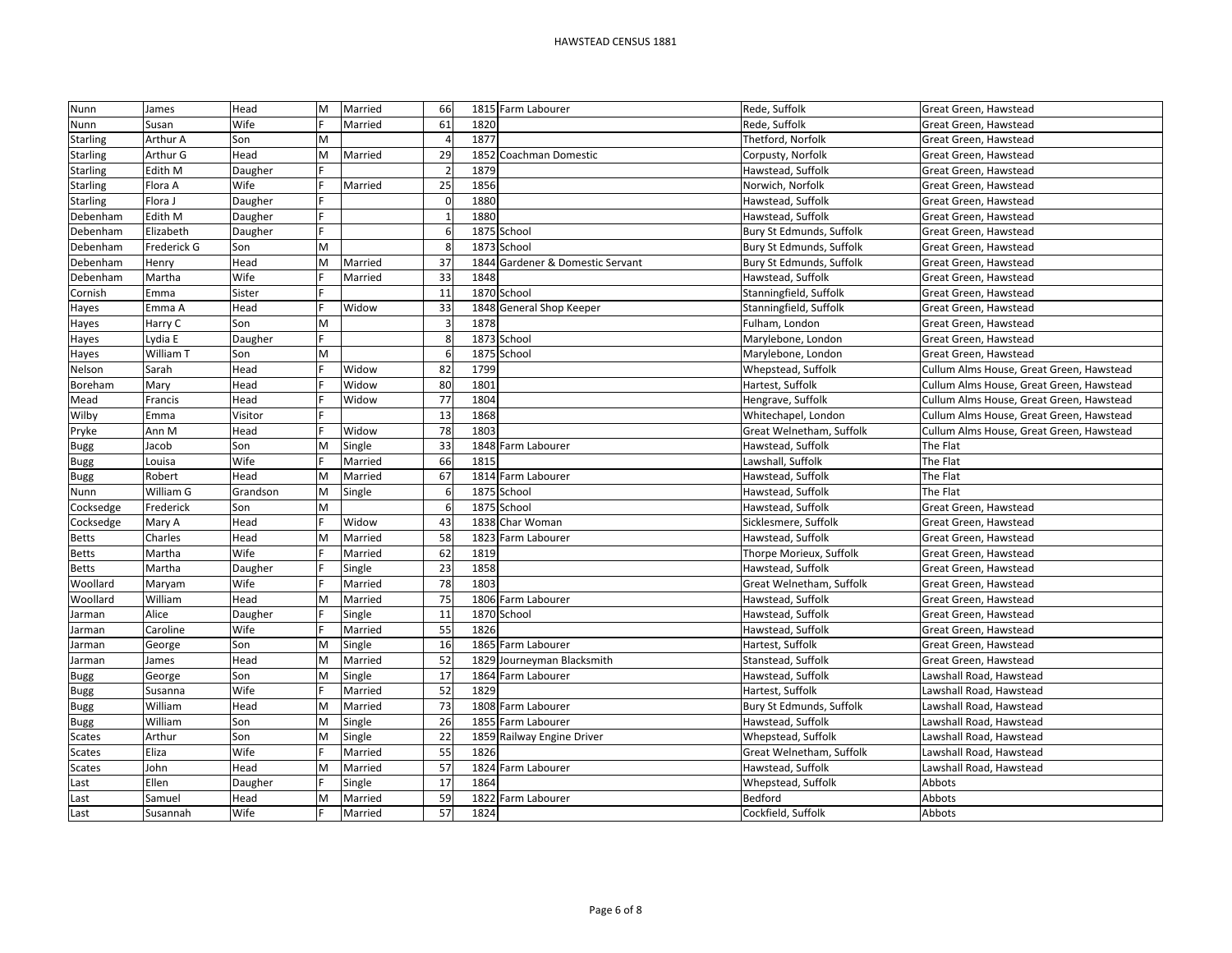| Nunn | James | Head | M | Married | 66 | 1815 | Farm Labourer | Rede, Suffolk | Great Green, Hawstead |
|---|---|---|---|---|---|---|---|---|---|
| Nunn | Susan | Wife | F | Married | 61 | 1820 | | Rede, Suffolk | Great Green, Hawstead |
| Starling | Arthur A | Son | M | | 4 | 1877 | | Thetford, Norfolk | Great Green, Hawstead |
| Starling | Arthur G | Head | M | Married | 29 | 1852 | Coachman Domestic | Corpusty, Norfolk | Great Green, Hawstead |
| Starling | Edith M | Daugher | F | | 2 | 1879 | | Hawstead, Suffolk | Great Green, Hawstead |
| Starling | Flora A | Wife | F | Married | 25 | 1856 | | Norwich, Norfolk | Great Green, Hawstead |
| Starling | Flora J | Daugher | F | | 0 | 1880 | | Hawstead, Suffolk | Great Green, Hawstead |
| Debenham | Edith M | Daugher | F | | 1 | 1880 | | Hawstead, Suffolk | Great Green, Hawstead |
| Debenham | Elizabeth | Daugher | F | | 6 | 1875 | School | Bury St Edmunds, Suffolk | Great Green, Hawstead |
| Debenham | Frederick G | Son | M | | 8 | 1873 | School | Bury St Edmunds, Suffolk | Great Green, Hawstead |
| Debenham | Henry | Head | M | Married | 37 | 1844 | Gardener & Domestic Servant | Bury St Edmunds, Suffolk | Great Green, Hawstead |
| Debenham | Martha | Wife | F | Married | 33 | 1848 | | Hawstead, Suffolk | Great Green, Hawstead |
| Cornish | Emma | Sister | F | | 11 | 1870 | School | Stanningfield, Suffolk | Great Green, Hawstead |
| Hayes | Emma A | Head | F | Widow | 33 | 1848 | General Shop Keeper | Stanningfield, Suffolk | Great Green, Hawstead |
| Hayes | Harry C | Son | M | | 3 | 1878 | | Fulham, London | Great Green, Hawstead |
| Hayes | Lydia E | Daugher | F | | 8 | 1873 | School | Marylebone, London | Great Green, Hawstead |
| Hayes | William T | Son | M | | 6 | 1875 | School | Marylebone, London | Great Green, Hawstead |
| Nelson | Sarah | Head | F | Widow | 82 | 1799 | | Whepstead, Suffolk | Cullum Alms House, Great Green, Hawstead |
| Boreham | Mary | Head | F | Widow | 80 | 1801 | | Hartest, Suffolk | Cullum Alms House, Great Green, Hawstead |
| Mead | Francis | Head | F | Widow | 77 | 1804 | | Hengrave, Suffolk | Cullum Alms House, Great Green, Hawstead |
| Wilby | Emma | Visitor | F | | 13 | 1868 | | Whitechapel, London | Cullum Alms House, Great Green, Hawstead |
| Pryke | Ann M | Head | F | Widow | 78 | 1803 | | Great Welnetham, Suffolk | Cullum Alms House, Great Green, Hawstead |
| Bugg | Jacob | Son | M | Single | 33 | 1848 | Farm Labourer | Hawstead, Suffolk | The Flat |
| Bugg | Louisa | Wife | F | Married | 66 | 1815 | | Lawshall, Suffolk | The Flat |
| Bugg | Robert | Head | M | Married | 67 | 1814 | Farm Labourer | Hawstead, Suffolk | The Flat |
| Nunn | William G | Grandson | M | Single | 6 | 1875 | School | Hawstead, Suffolk | The Flat |
| Cocksedge | Frederick | Son | M | | 6 | 1875 | School | Hawstead, Suffolk | Great Green, Hawstead |
| Cocksedge | Mary A | Head | F | Widow | 43 | 1838 | Char Woman | Sicklesmere, Suffolk | Great Green, Hawstead |
| Betts | Charles | Head | M | Married | 58 | 1823 | Farm Labourer | Hawstead, Suffolk | Great Green, Hawstead |
| Betts | Martha | Wife | F | Married | 62 | 1819 | | Thorpe Morieux, Suffolk | Great Green, Hawstead |
| Betts | Martha | Daugher | F | Single | 23 | 1858 | | Hawstead, Suffolk | Great Green, Hawstead |
| Woollard | Maryam | Wife | F | Married | 78 | 1803 | | Great Welnetham, Suffolk | Great Green, Hawstead |
| Woollard | William | Head | M | Married | 75 | 1806 | Farm Labourer | Hawstead, Suffolk | Great Green, Hawstead |
| Jarman | Alice | Daugher | F | Single | 11 | 1870 | School | Hawstead, Suffolk | Great Green, Hawstead |
| Jarman | Caroline | Wife | F | Married | 55 | 1826 | | Hawstead, Suffolk | Great Green, Hawstead |
| Jarman | George | Son | M | Single | 16 | 1865 | Farm Labourer | Hartest, Suffolk | Great Green, Hawstead |
| Jarman | James | Head | M | Married | 52 | 1829 | Journeyman Blacksmith | Stanstead, Suffolk | Great Green, Hawstead |
| Bugg | George | Son | M | Single | 17 | 1864 | Farm Labourer | Hawstead, Suffolk | Lawshall Road, Hawstead |
| Bugg | Susanna | Wife | F | Married | 52 | 1829 | | Hartest, Suffolk | Lawshall Road, Hawstead |
| Bugg | William | Head | M | Married | 73 | 1808 | Farm Labourer | Bury St Edmunds, Suffolk | Lawshall Road, Hawstead |
| Bugg | William | Son | M | Single | 26 | 1855 | Farm Labourer | Hawstead, Suffolk | Lawshall Road, Hawstead |
| Scates | Arthur | Son | M | Single | 22 | 1859 | Railway Engine Driver | Whepstead, Suffolk | Lawshall Road, Hawstead |
| Scates | Eliza | Wife | F | Married | 55 | 1826 | | Great Welnetham, Suffolk | Lawshall Road, Hawstead |
| Scates | John | Head | M | Married | 57 | 1824 | Farm Labourer | Hawstead, Suffolk | Lawshall Road, Hawstead |
| Last | Ellen | Daugher | F | Single | 17 | 1864 | | Whepstead, Suffolk | Abbots |
| Last | Samuel | Head | M | Married | 59 | 1822 | Farm Labourer | Bedford | Abbots |
| Last | Susannah | Wife | F | Married | 57 | 1824 | | Cockfield, Suffolk | Abbots |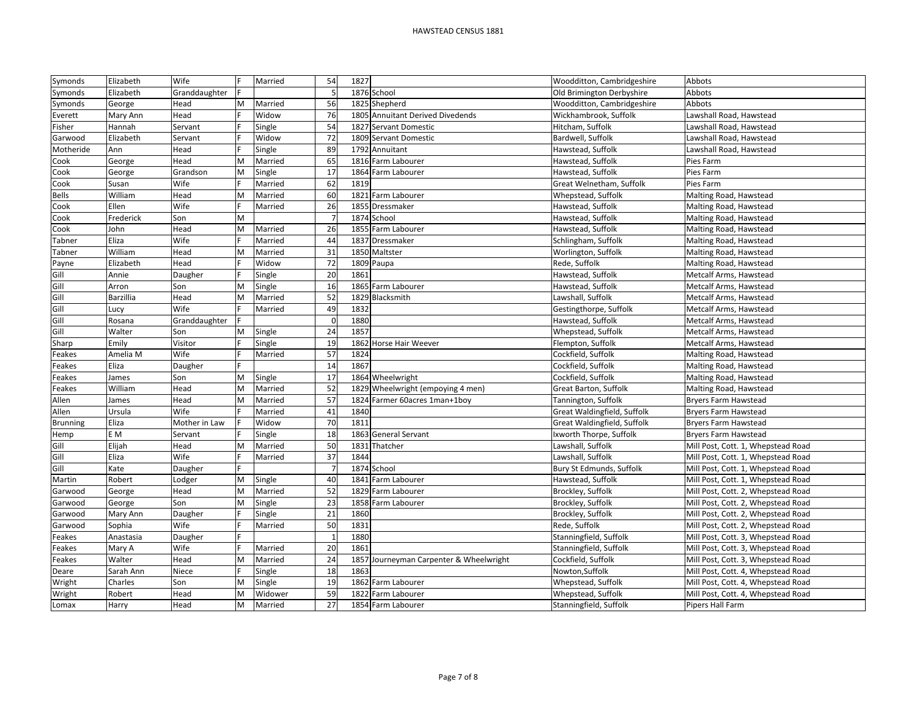# HAWSTEAD CENSUS 1881

| Surname | Forename | Relation | Sex | Status | Age | Year | Occupation | Birthplace | Address |
|---|---|---|---|---|---|---|---|---|---|
| Symonds | Elizabeth | Wife | F | Married | 54 | 1827 | | Woodditton, Cambridgeshire | Abbots |
| Symonds | Elizabeth | Granddaughter | F | | 5 | 1876 | School | Old Brimington Derbyshire | Abbots |
| Symonds | George | Head | M | Married | 56 | 1825 | Shepherd | Woodditton, Cambridgeshire | Abbots |
| Everett | Mary Ann | Head | F | Widow | 76 | 1805 | Annuitant Derived Divedends | Wickhambrook, Suffolk | Lawshall Road, Hawstead |
| Fisher | Hannah | Servant | F | Single | 54 | 1827 | Servant Domestic | Hitcham, Suffolk | Lawshall Road, Hawstead |
| Garwood | Elizabeth | Servant | F | Widow | 72 | 1809 | Servant Domestic | Bardwell, Suffolk | Lawshall Road, Hawstead |
| Motheride | Ann | Head | F | Single | 89 | 1792 | Annuitant | Hawstead, Suffolk | Lawshall Road, Hawstead |
| Cook | George | Head | M | Married | 65 | 1816 | Farm Labourer | Hawstead, Suffolk | Pies Farm |
| Cook | George | Grandson | M | Single | 17 | 1864 | Farm Labourer | Hawstead, Suffolk | Pies Farm |
| Cook | Susan | Wife | F | Married | 62 | 1819 | | Great Welnetham, Suffolk | Pies Farm |
| Bells | William | Head | M | Married | 60 | 1821 | Farm Labourer | Whepstead, Suffolk | Malting Road, Hawstead |
| Cook | Ellen | Wife | F | Married | 26 | 1855 | Dressmaker | Hawstead, Suffolk | Malting Road, Hawstead |
| Cook | Frederick | Son | M | | 7 | 1874 | School | Hawstead, Suffolk | Malting Road, Hawstead |
| Cook | John | Head | M | Married | 26 | 1855 | Farm Labourer | Hawstead, Suffolk | Malting Road, Hawstead |
| Tabner | Eliza | Wife | F | Married | 44 | 1837 | Dressmaker | Schlingham, Suffolk | Malting Road, Hawstead |
| Tabner | William | Head | M | Married | 31 | 1850 | Maltster | Worlington, Suffolk | Malting Road, Hawstead |
| Payne | Elizabeth | Head | F | Widow | 72 | 1809 | Paupa | Rede, Suffolk | Malting Road, Hawstead |
| Gill | Annie | Daugher | F | Single | 20 | 1861 | | Hawstead, Suffolk | Metcalf Arms, Hawstead |
| Gill | Arron | Son | M | Single | 16 | 1865 | Farm Labourer | Hawstead, Suffolk | Metcalf Arms, Hawstead |
| Gill | Barzillia | Head | M | Married | 52 | 1829 | Blacksmith | Lawshall, Suffolk | Metcalf Arms, Hawstead |
| Gill | Lucy | Wife | F | Married | 49 | 1832 | | Gestingthorpe, Suffolk | Metcalf Arms, Hawstead |
| Gill | Rosana | Granddaughter | F | | 0 | 1880 | | Hawstead, Suffolk | Metcalf Arms, Hawstead |
| Gill | Walter | Son | M | Single | 24 | 1857 | | Whepstead, Suffolk | Metcalf Arms, Hawstead |
| Sharp | Emily | Visitor | F | Single | 19 | 1862 | Horse Hair Weever | Flempton, Suffolk | Metcalf Arms, Hawstead |
| Feakes | Amelia M | Wife | F | Married | 57 | 1824 | | Cockfield, Suffolk | Malting Road, Hawstead |
| Feakes | Eliza | Daugher | F | | 14 | 1867 | | Cockfield, Suffolk | Malting Road, Hawstead |
| Feakes | James | Son | M | Single | 17 | 1864 | Wheelwright | Cockfield, Suffolk | Malting Road, Hawstead |
| Feakes | William | Head | M | Married | 52 | 1829 | Wheelwright (empoying 4 men) | Great Barton, Suffolk | Malting Road, Hawstead |
| Allen | James | Head | M | Married | 57 | 1824 | Farmer 60acres 1man+1boy | Tannington, Suffolk | Bryers Farm Hawstead |
| Allen | Ursula | Wife | F | Married | 41 | 1840 | | Great Waldingfield, Suffolk | Bryers Farm Hawstead |
| Brunning | Eliza | Mother in Law | F | Widow | 70 | 1811 | | Great Waldingfield, Suffolk | Bryers Farm Hawstead |
| Hemp | E M | Servant | F | Single | 18 | 1863 | General Servant | Ixworth Thorpe, Suffolk | Bryers Farm Hawstead |
| Gill | Elijah | Head | M | Married | 50 | 1831 | Thatcher | Lawshall, Suffolk | Mill Post, Cott. 1, Whepstead Road |
| Gill | Eliza | Wife | F | Married | 37 | 1844 | | Lawshall, Suffolk | Mill Post, Cott. 1, Whepstead Road |
| Gill | Kate | Daugher | F | | 7 | 1874 | School | Bury St Edmunds, Suffolk | Mill Post, Cott. 1, Whepstead Road |
| Martin | Robert | Lodger | M | Single | 40 | 1841 | Farm Labourer | Hawstead, Suffolk | Mill Post, Cott. 1, Whepstead Road |
| Garwood | George | Head | M | Married | 52 | 1829 | Farm Labourer | Brockley, Suffolk | Mill Post, Cott. 2, Whepstead Road |
| Garwood | George | Son | M | Single | 23 | 1858 | Farm Labourer | Brockley, Suffolk | Mill Post, Cott. 2, Whepstead Road |
| Garwood | Mary Ann | Daugher | F | Single | 21 | 1860 | | Brockley, Suffolk | Mill Post, Cott. 2, Whepstead Road |
| Garwood | Sophia | Wife | F | Married | 50 | 1831 | | Rede, Suffolk | Mill Post, Cott. 2, Whepstead Road |
| Feakes | Anastasia | Daugher | F | | 1 | 1880 | | Stanningfield, Suffolk | Mill Post, Cott. 3, Whepstead Road |
| Feakes | Mary A | Wife | F | Married | 20 | 1861 | | Stanningfield, Suffolk | Mill Post, Cott. 3, Whepstead Road |
| Feakes | Walter | Head | M | Married | 24 | 1857 | Journeyman Carpenter & Wheelwright | Cockfield, Suffolk | Mill Post, Cott. 3, Whepstead Road |
| Deare | Sarah Ann | Niece | F | Single | 18 | 1863 | | Nowton,Suffolk | Mill Post, Cott. 4, Whepstead Road |
| Wright | Charles | Son | M | Single | 19 | 1862 | Farm Labourer | Whepstead, Suffolk | Mill Post, Cott. 4, Whepstead Road |
| Wright | Robert | Head | M | Widower | 59 | 1822 | Farm Labourer | Whepstead, Suffolk | Mill Post, Cott. 4, Whepstead Road |
| Lomax | Harry | Head | M | Married | 27 | 1854 | Farm Labourer | Stanningfield, Suffolk | Pipers Hall Farm |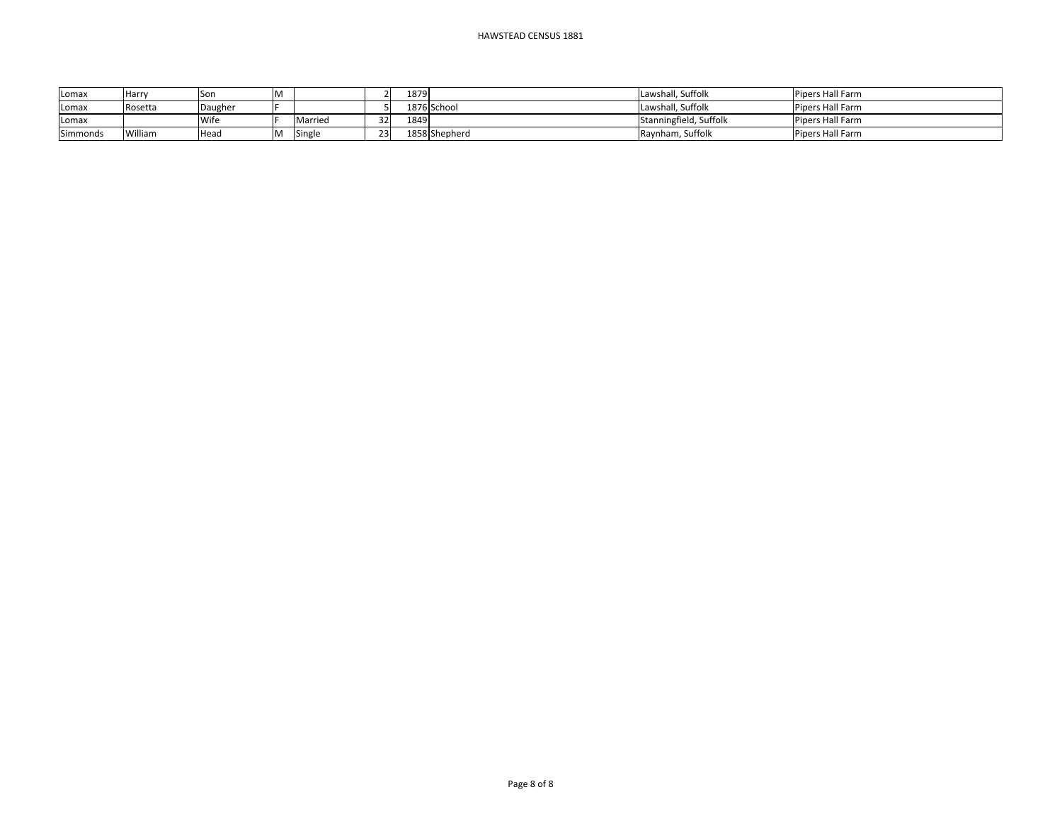| | | | | | | | | | |
|---|---|---|---|---|---|---|---|---|---|
| Lomax | Harry | Son | M | | 2 | 1879 | | Lawshall, Suffolk | Pipers Hall Farm |
| Lomax | Rosetta | Daugher | F | | 5 | 1876 | School | Lawshall, Suffolk | Pipers Hall Farm |
| Lomax | | Wife | F | Married | 32 | 1849 | | Stanningfield, Suffolk | Pipers Hall Farm |
| Simmonds | William | Head | M | Single | 23 | 1858 | Shepherd | Raynham, Suffolk | Pipers Hall Farm |